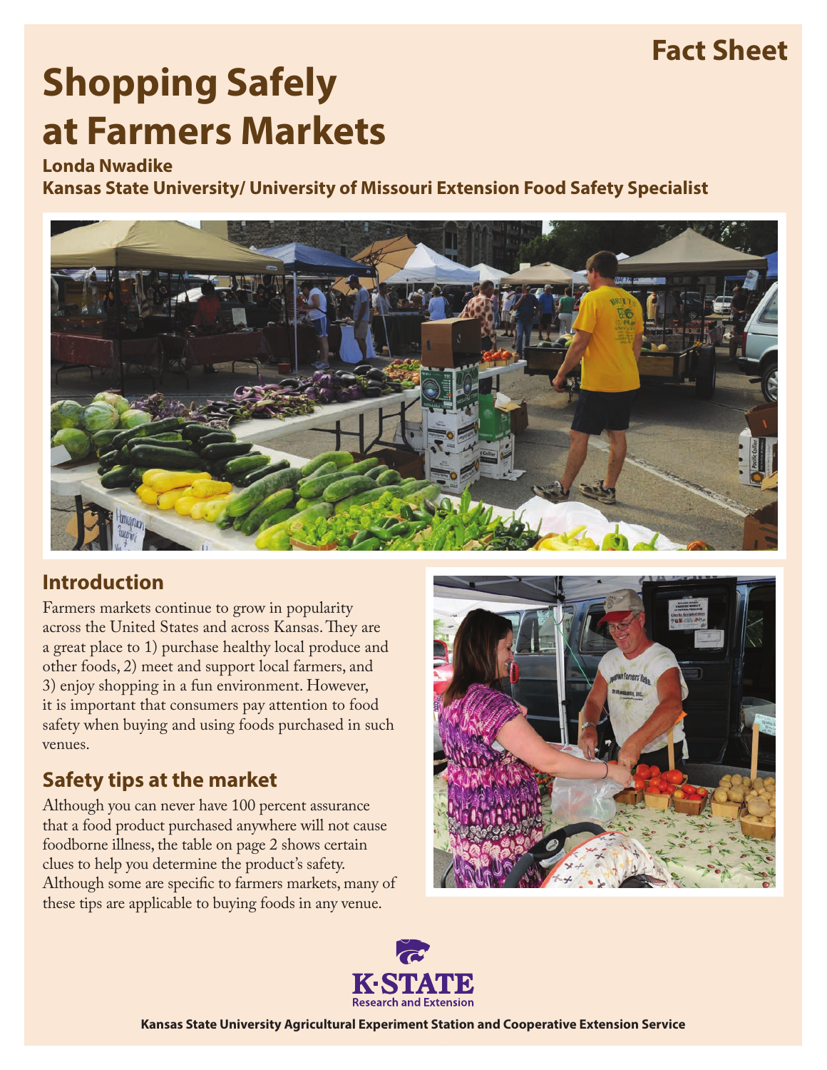Fact Sheet

# Shopping Safely at Farmers Markets

**Londa Nwadike**
**Kansas State University/ University of Missouri Extension Food Safety Specialist**

## Introduction

Farmers markets continue to grow in popularity across the United States and across Kansas. They are a great place to 1) purchase healthy local produce and other foods, 2) meet and support local farmers, and 3) enjoy shopping in a fun environment. However, it is important that consumers pay attention to food safety when buying and using foods purchased in such venues.

## Safety tips at the market

Although you can never have 100 percent assurance that a food product purchased anywhere will not cause foodborne illness, the table on page 2 shows certain clues to help you determine the product's safety. Although some are specific to farmers markets, many of these tips are applicable to buying foods in any venue.

K-STATE Research and Extension

**Kansas State University Agricultural Experiment Station and Cooperative Extension Service**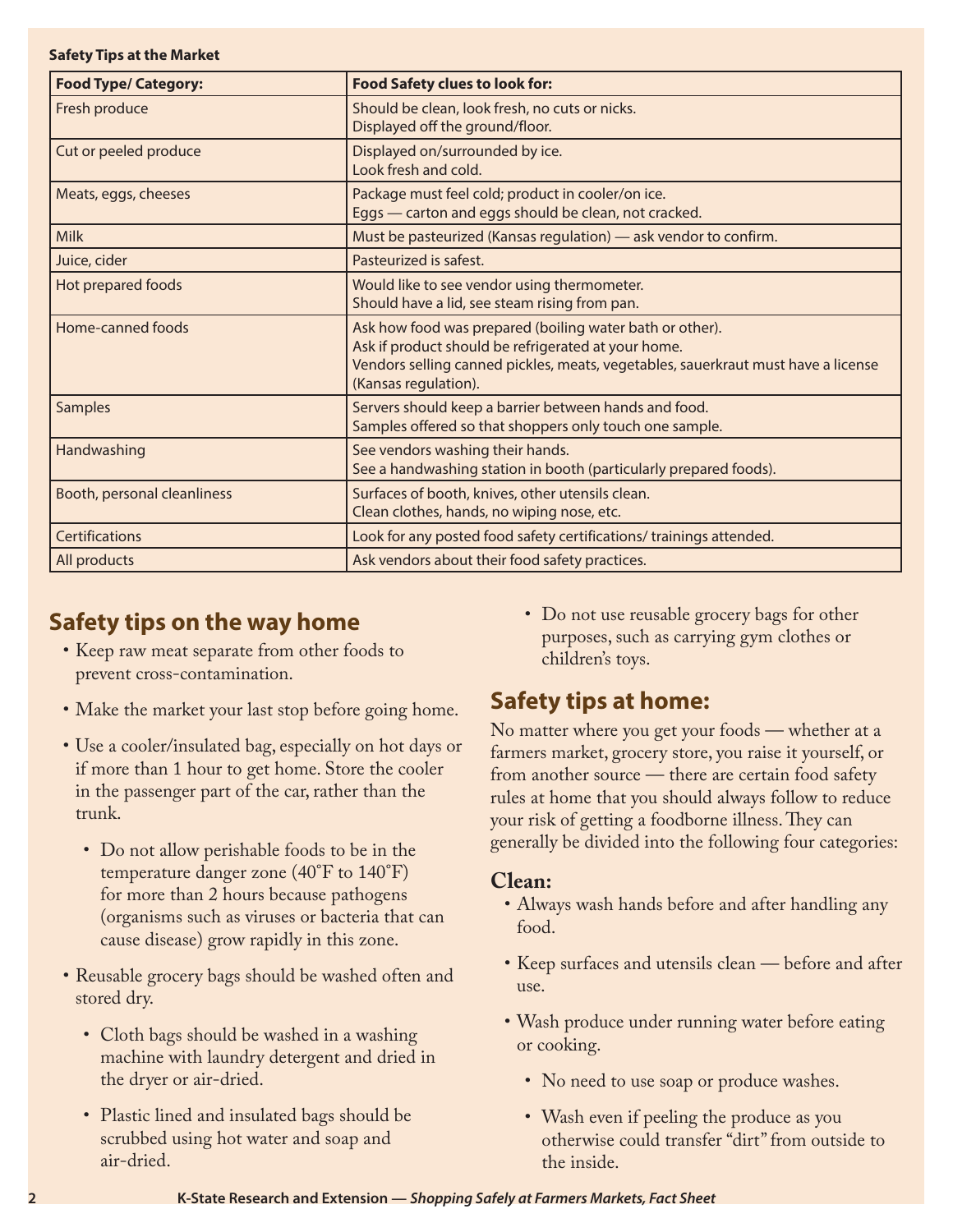**Safety Tips at the Market**

| Food Type/ Category: | Food Safety clues to look for: |
| --- | --- |
| Fresh produce | Should be clean, look fresh, no cuts or nicks. Displayed off the ground/floor. |
| Cut or peeled produce | Displayed on/surrounded by ice. Look fresh and cold. |
| Meats, eggs, cheeses | Package must feel cold; product in cooler/on ice. Eggs — carton and eggs should be clean, not cracked. |
| Milk | Must be pasteurized (Kansas regulation) — ask vendor to confirm. |
| Juice, cider | Pasteurized is safest. |
| Hot prepared foods | Would like to see vendor using thermometer. Should have a lid, see steam rising from pan. |
| Home-canned foods | Ask how food was prepared (boiling water bath or other). Ask if product should be refrigerated at your home. Vendors selling canned pickles, meats, vegetables, sauerkraut must have a license (Kansas regulation). |
| Samples | Servers should keep a barrier between hands and food. Samples offered so that shoppers only touch one sample. |
| Handwashing | See vendors washing their hands. See a handwashing station in booth (particularly prepared foods). |
| Booth, personal cleanliness | Surfaces of booth, knives, other utensils clean. Clean clothes, hands, no wiping nose, etc. |
| Certifications | Look for any posted food safety certifications/ trainings attended. |
| All products | Ask vendors about their food safety practices. |

## Safety tips on the way home

- Keep raw meat separate from other foods to prevent cross-contamination.
- Make the market your last stop before going home.
- Use a cooler/insulated bag, especially on hot days or if more than 1 hour to get home. Store the cooler in the passenger part of the car, rather than the trunk.
    - Do not allow perishable foods to be in the temperature danger zone (40˚F to 140˚F) for more than 2 hours because pathogens (organisms such as viruses or bacteria that can cause disease) grow rapidly in this zone.
- Reusable grocery bags should be washed often and stored dry.
    - Cloth bags should be washed in a washing machine with laundry detergent and dried in the dryer or air-dried.
    - Plastic lined and insulated bags should be scrubbed using hot water and soap and air-dried.
    - Do not use reusable grocery bags for other purposes, such as carrying gym clothes or children's toys.

## Safety tips at home:

No matter where you get your foods — whether at a farmers market, grocery store, you raise it yourself, or from another source — there are certain food safety rules at home that you should always follow to reduce your risk of getting a foodborne illness. They can generally be divided into the following four categories:

### Clean:

- Always wash hands before and after handling any food.
- Keep surfaces and utensils clean — before and after use.
- Wash produce under running water before eating or cooking.
    - No need to use soap or produce washes.
    - Wash even if peeling the produce as you otherwise could transfer "dirt" from outside to the inside.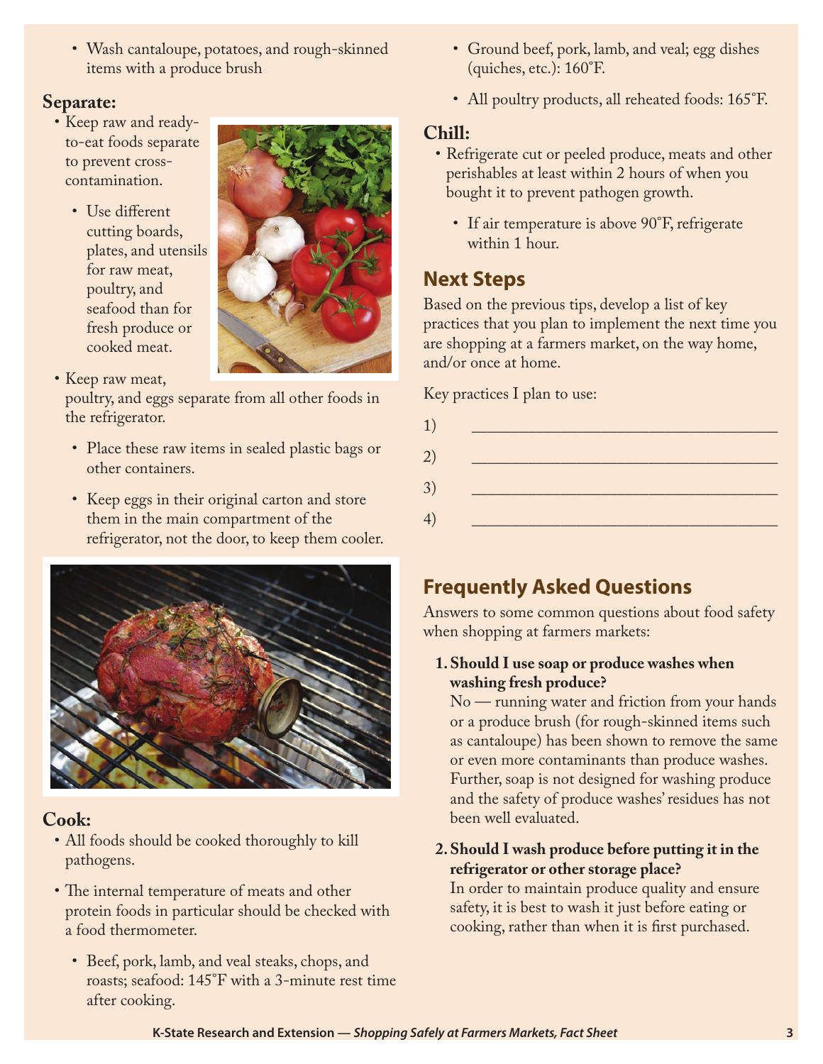- Wash cantaloupe, potatoes, and rough-skinned items with a produce brush

**Separate:**

- Keep raw and ready-to-eat foods separate to prevent cross-contamination.
  - Use different cutting boards, plates, and utensils for raw meat, poultry, and seafood than for fresh produce or cooked meat.
- Keep raw meat, poultry, and eggs separate from all other foods in the refrigerator.
  - Place these raw items in sealed plastic bags or other containers.
  - Keep eggs in their original carton and store them in the main compartment of the refrigerator, not the door, to keep them cooler.

**Cook:**

- All foods should be cooked thoroughly to kill pathogens.
- The internal temperature of meats and other protein foods in particular should be checked with a food thermometer.
  - Beef, pork, lamb, and veal steaks, chops, and roasts; seafood: 145˚F with a 3-minute rest time after cooking.
  - Ground beef, pork, lamb, and veal; egg dishes (quiches, etc.): 160˚F.
  - All poultry products, all reheated foods: 165˚F.

**Chill:**

- Refrigerate cut or peeled produce, meats and other perishables at least within 2 hours of when you bought it to prevent pathogen growth.
  - If air temperature is above 90˚F, refrigerate within 1 hour.

## Next Steps

Based on the previous tips, develop a list of key practices that you plan to implement the next time you are shopping at a farmers market, on the way home, and/or once at home.

Key practices I plan to use:

1) ______________________________

2) ______________________________

3) ______________________________

4) ______________________________

## Frequently Asked Questions

Answers to some common questions about food safety when shopping at farmers markets:

1. **Should I use soap or produce washes when washing fresh produce?**
   No — running water and friction from your hands or a produce brush (for rough-skinned items such as cantaloupe) has been shown to remove the same or even more contaminants than produce washes. Further, soap is not designed for washing produce and the safety of produce washes' residues has not been well evaluated.

2. **Should I wash produce before putting it in the refrigerator or other storage place?**
   In order to maintain produce quality and ensure safety, it is best to wash it just before eating or cooking, rather than when it is first purchased.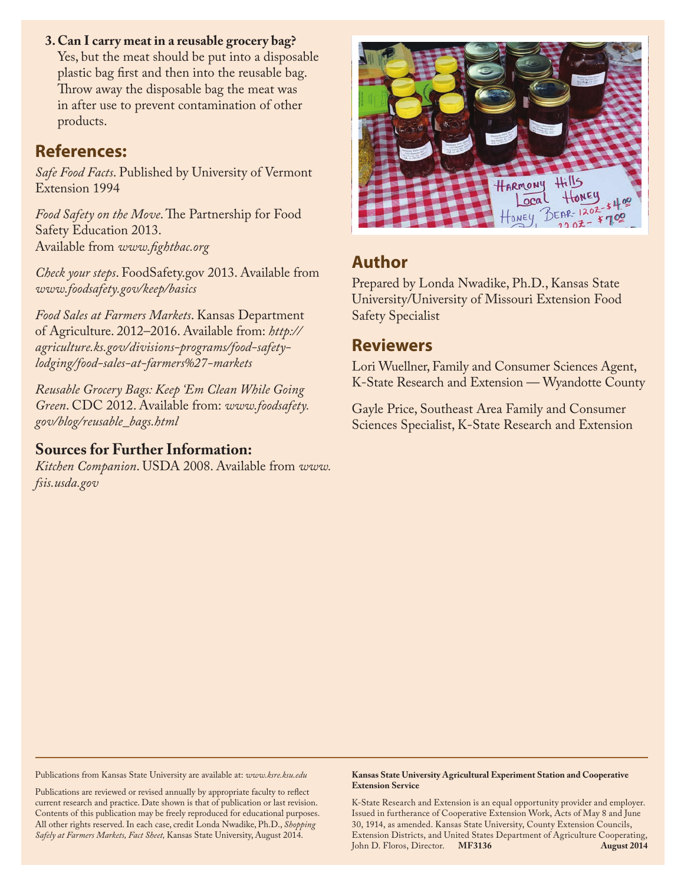**3. Can I carry meat in a reusable grocery bag?**
Yes, but the meat should be put into a disposable plastic bag first and then into the reusable bag. Throw away the disposable bag the meat was in after use to prevent contamination of other products.

## References:

*Safe Food Facts*. Published by University of Vermont Extension 1994

*Food Safety on the Move*. The Partnership for Food Safety Education 2013. Available from *www.fightbac.org*

*Check your steps*. FoodSafety.gov 2013. Available from *www.foodsafety.gov/keep/basics*

*Food Sales at Farmers Markets*. Kansas Department of Agriculture. 2012–2016. Available from: *http://agriculture.ks.gov/divisions-programs/food-safety-lodging/food-sales-at-farmers%27-markets*

*Reusable Grocery Bags: Keep 'Em Clean While Going Green*. CDC 2012. Available from: *www.foodsafety.gov/blog/reusable_bags.html*

### Sources for Further Information:

*Kitchen Companion*. USDA 2008. Available from *www.fsis.usda.gov*

## Author

Prepared by Londa Nwadike, Ph.D., Kansas State University/University of Missouri Extension Food Safety Specialist

## Reviewers

Lori Wuellner, Family and Consumer Sciences Agent, K-State Research and Extension — Wyandotte County

Gayle Price, Southeast Area Family and Consumer Sciences Specialist, K-State Research and Extension

---

Publications from Kansas State University are available at: *www.ksre.ksu.edu*

Publications are reviewed or revised annually by appropriate faculty to reflect current research and practice. Date shown is that of publication or last revision. Contents of this publication may be freely reproduced for educational purposes. All other rights reserved. In each case, credit Londa Nwadike, Ph.D., *Shopping Safely at Farmers Markets, Fact Sheet,* Kansas State University, August 2014.

**Kansas State University Agricultural Experiment Station and Cooperative Extension Service**

K-State Research and Extension is an equal opportunity provider and employer. Issued in furtherance of Cooperative Extension Work, Acts of May 8 and June 30, 1914, as amended. Kansas State University, County Extension Councils, Extension Districts, and United States Department of Agriculture Cooperating, John D. Floros, Director. **MF3136** **August 2014**